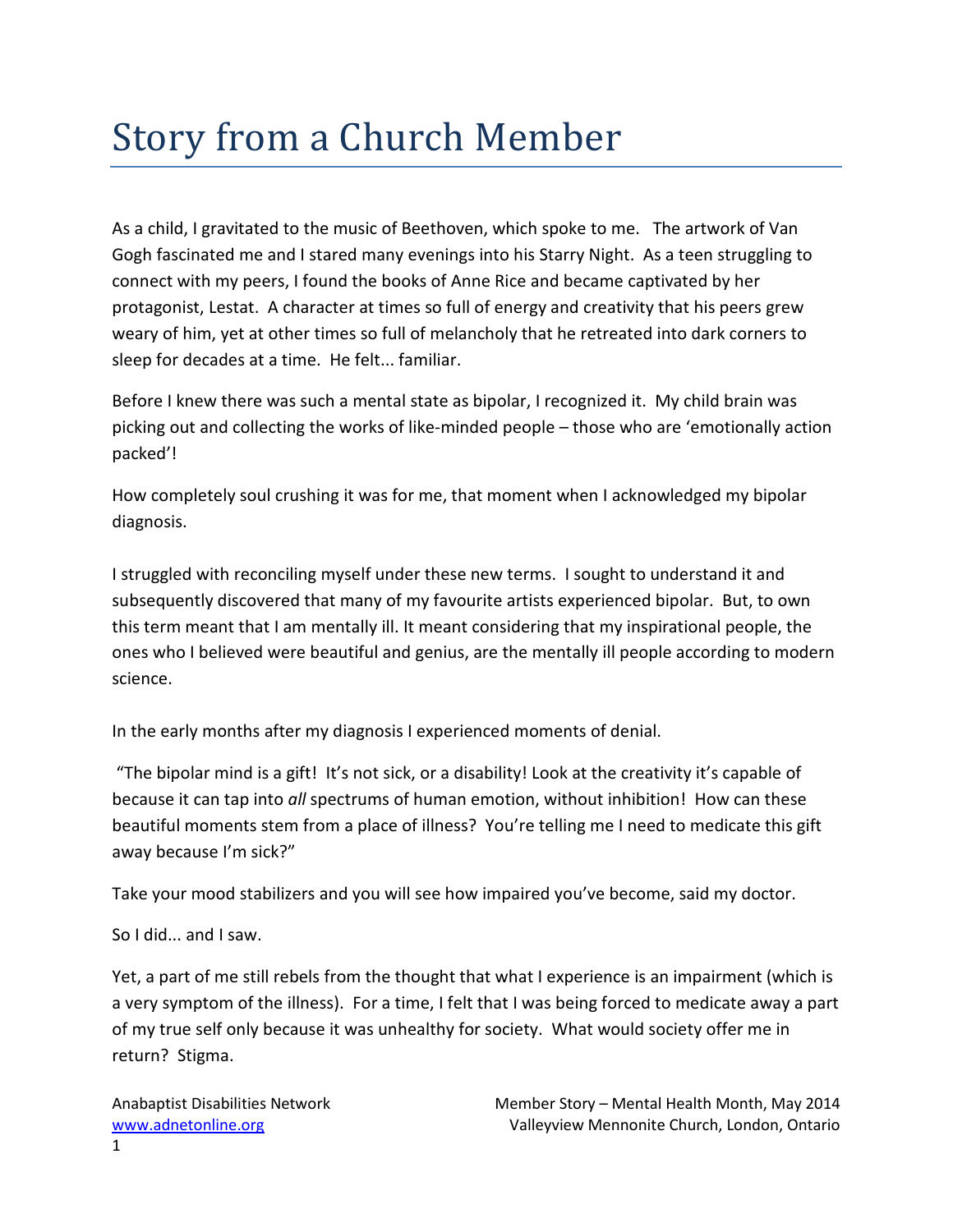# Story from a Church Member

As a child, I gravitated to the music of Beethoven, which spoke to me. The artwork of Van Gogh fascinated me and I stared many evenings into his Starry Night. As a teen struggling to connect with my peers, I found the books of Anne Rice and became captivated by her protagonist, Lestat. A character at times so full of energy and creativity that his peers grew weary of him, yet at other times so full of melancholy that he retreated into dark corners to sleep for decades at a time. He felt... familiar.

Before I knew there was such a mental state as bipolar, I recognized it. My child brain was picking out and collecting the works of like-minded people – those who are 'emotionally action packed'!

How completely soul crushing it was for me, that moment when I acknowledged my bipolar diagnosis.

I struggled with reconciling myself under these new terms. I sought to understand it and subsequently discovered that many of my favourite artists experienced bipolar. But, to own this term meant that I am mentally ill. It meant considering that my inspirational people, the ones who I believed were beautiful and genius, are the mentally ill people according to modern science.

In the early months after my diagnosis I experienced moments of denial.

"The bipolar mind is a gift! It's not sick, or a disability! Look at the creativity it's capable of because it can tap into *all* spectrums of human emotion, without inhibition! How can these beautiful moments stem from a place of illness? You're telling me I need to medicate this gift away because I'm sick?"

Take your mood stabilizers and you will see how impaired you've become, said my doctor.

So I did... and I saw.

Yet, a part of me still rebels from the thought that what I experience is an impairment (which is a very symptom of the illness). For a time, I felt that I was being forced to medicate away a part of my true self only because it was unhealthy for society. What would society offer me in return? Stigma.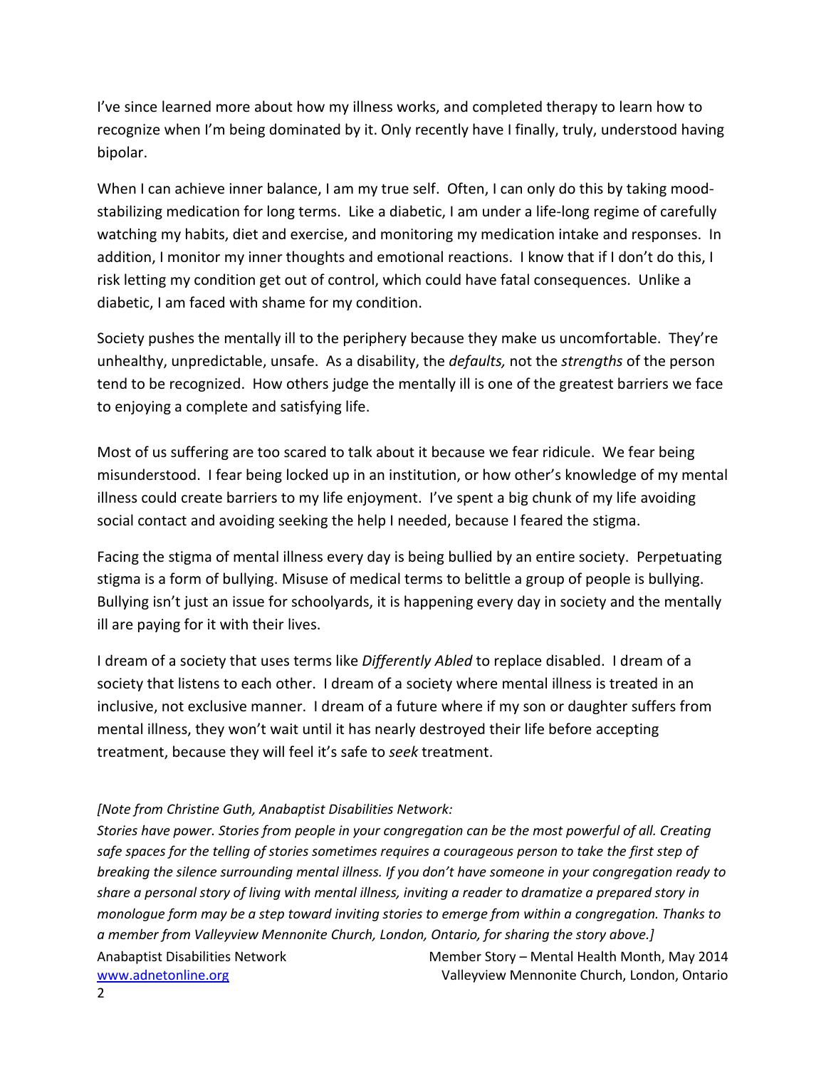I've since learned more about how my illness works, and completed therapy to learn how to recognize when I'm being dominated by it. Only recently have I finally, truly, understood having bipolar.

When I can achieve inner balance, I am my true self. Often, I can only do this by taking mood-stabilizing medication for long terms. Like a diabetic, I am under a life-long regime of carefully watching my habits, diet and exercise, and monitoring my medication intake and responses. In addition, I monitor my inner thoughts and emotional reactions. I know that if I don't do this, I risk letting my condition get out of control, which could have fatal consequences. Unlike a diabetic, I am faced with shame for my condition.

Society pushes the mentally ill to the periphery because they make us uncomfortable. They're unhealthy, unpredictable, unsafe. As a disability, the *defaults,* not the *strengths* of the person tend to be recognized. How others judge the mentally ill is one of the greatest barriers we face to enjoying a complete and satisfying life.

Most of us suffering are too scared to talk about it because we fear ridicule. We fear being misunderstood. I fear being locked up in an institution, or how other's knowledge of my mental illness could create barriers to my life enjoyment. I've spent a big chunk of my life avoiding social contact and avoiding seeking the help I needed, because I feared the stigma.

Facing the stigma of mental illness every day is being bullied by an entire society. Perpetuating stigma is a form of bullying. Misuse of medical terms to belittle a group of people is bullying. Bullying isn't just an issue for schoolyards, it is happening every day in society and the mentally ill are paying for it with their lives.

I dream of a society that uses terms like *Differently Abled* to replace disabled. I dream of a society that listens to each other. I dream of a society where mental illness is treated in an inclusive, not exclusive manner. I dream of a future where if my son or daughter suffers from mental illness, they won't wait until it has nearly destroyed their life before accepting treatment, because they will feel it's safe to *seek* treatment.

*[Note from Christine Guth, Anabaptist Disabilities Network:*
*Stories have power. Stories from people in your congregation can be the most powerful of all. Creating safe spaces for the telling of stories sometimes requires a courageous person to take the first step of breaking the silence surrounding mental illness. If you don't have someone in your congregation ready to share a personal story of living with mental illness, inviting a reader to dramatize a prepared story in monologue form may be a step toward inviting stories to emerge from within a congregation. Thanks to a member from Valleyview Mennonite Church, London, Ontario, for sharing the story above.]*